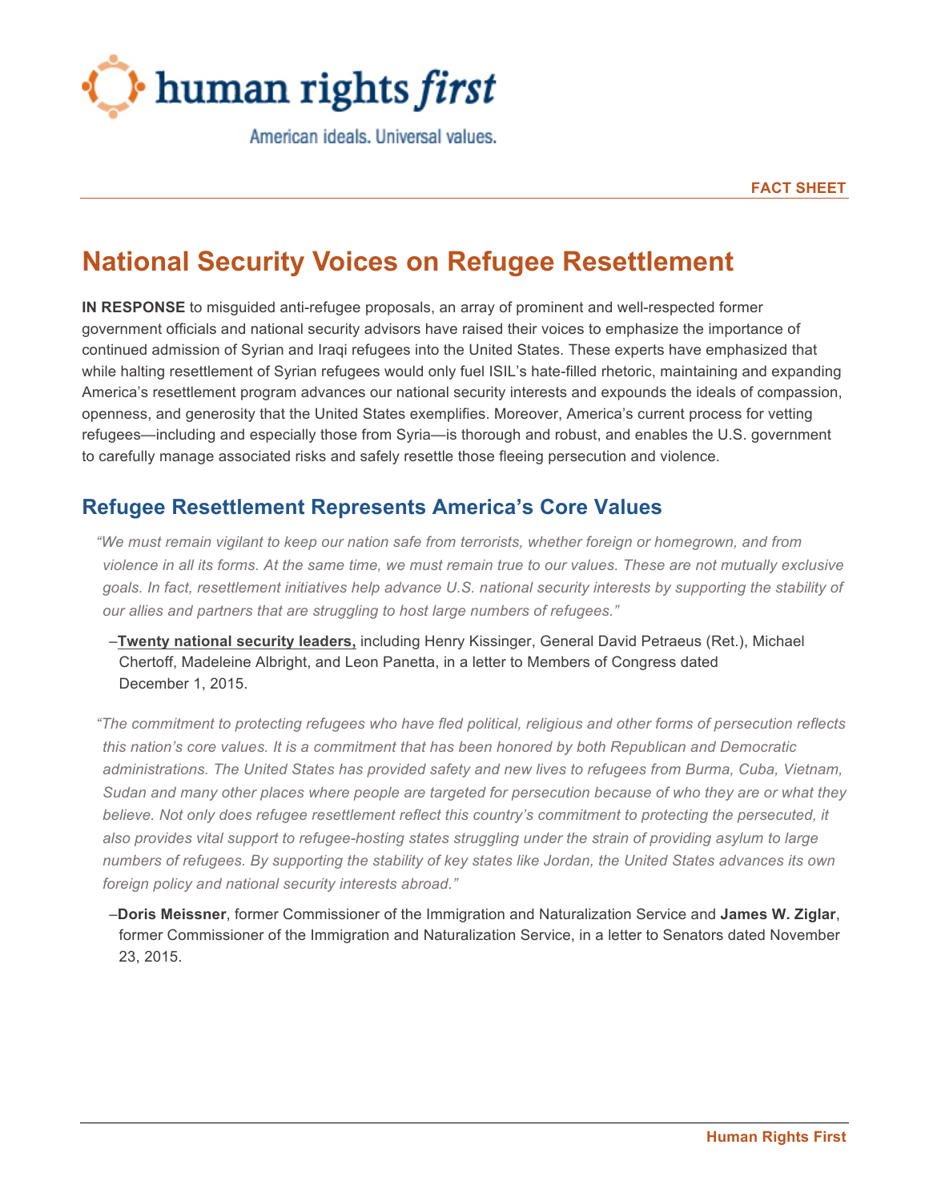human rights *first*

American ideals. Universal values.

**FACT SHEET**

# National Security Voices on Refugee Resettlement

**IN RESPONSE** to misguided anti-refugee proposals, an array of prominent and well-respected former government officials and national security advisors have raised their voices to emphasize the importance of continued admission of Syrian and Iraqi refugees into the United States. These experts have emphasized that while halting resettlement of Syrian refugees would only fuel ISIL's hate-filled rhetoric, maintaining and expanding America's resettlement program advances our national security interests and expounds the ideals of compassion, openness, and generosity that the United States exemplifies. Moreover, America's current process for vetting refugees—including and especially those from Syria—is thorough and robust, and enables the U.S. government to carefully manage associated risks and safely resettle those fleeing persecution and violence.

## Refugee Resettlement Represents America's Core Values

*"We must remain vigilant to keep our nation safe from terrorists, whether foreign or homegrown, and from violence in all its forms. At the same time, we must remain true to our values. These are not mutually exclusive goals. In fact, resettlement initiatives help advance U.S. national security interests by supporting the stability of our allies and partners that are struggling to host large numbers of refugees."*

–**Twenty national security leaders,** including Henry Kissinger, General David Petraeus (Ret.), Michael Chertoff, Madeleine Albright, and Leon Panetta, in a letter to Members of Congress dated December 1, 2015.

*"The commitment to protecting refugees who have fled political, religious and other forms of persecution reflects this nation's core values. It is a commitment that has been honored by both Republican and Democratic administrations. The United States has provided safety and new lives to refugees from Burma, Cuba, Vietnam, Sudan and many other places where people are targeted for persecution because of who they are or what they believe. Not only does refugee resettlement reflect this country's commitment to protecting the persecuted, it also provides vital support to refugee-hosting states struggling under the strain of providing asylum to large numbers of refugees. By supporting the stability of key states like Jordan, the United States advances its own foreign policy and national security interests abroad."*

–**Doris Meissner**, former Commissioner of the Immigration and Naturalization Service and **James W. Ziglar**, former Commissioner of the Immigration and Naturalization Service, in a letter to Senators dated November 23, 2015.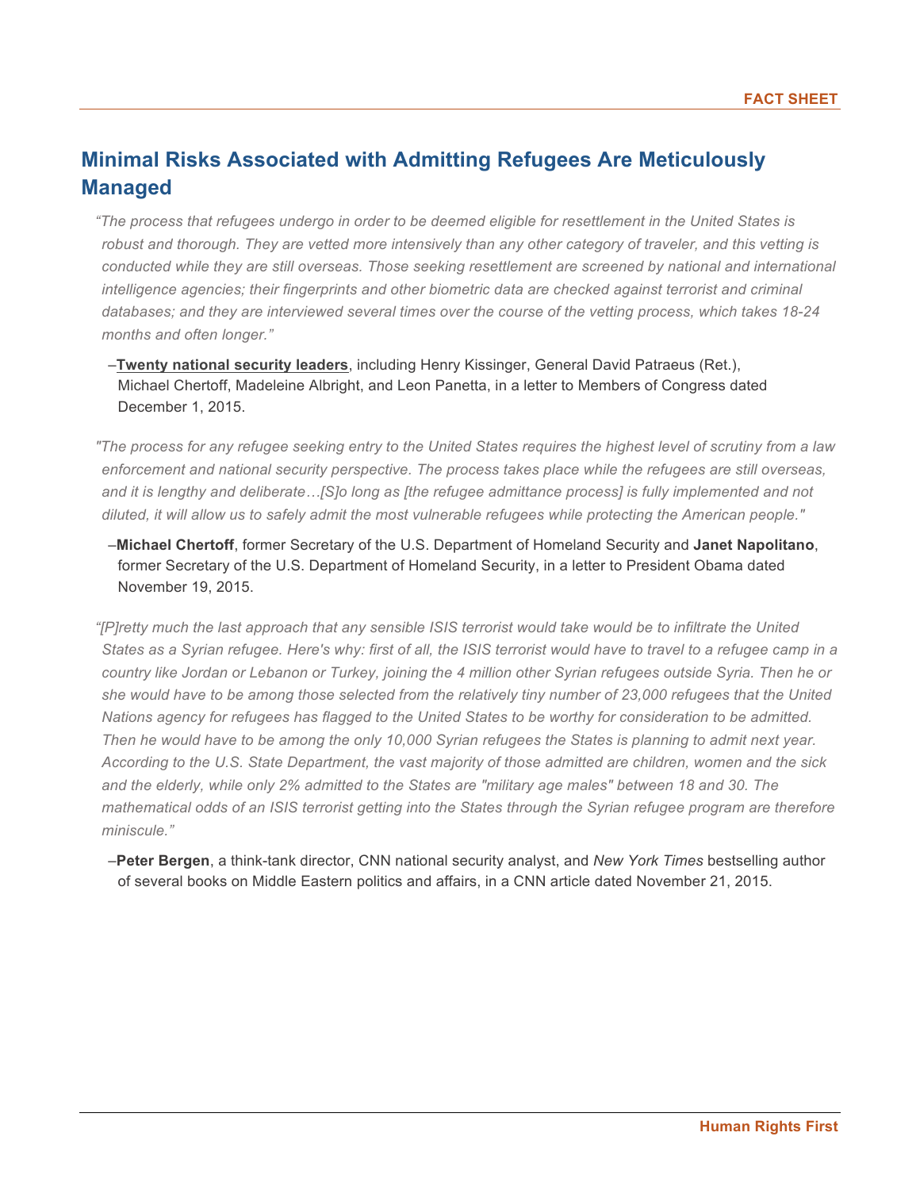## Minimal Risks Associated with Admitting Refugees Are Meticulously Managed

*“The process that refugees undergo in order to be deemed eligible for resettlement in the United States is robust and thorough. They are vetted more intensively than any other category of traveler, and this vetting is conducted while they are still overseas. Those seeking resettlement are screened by national and international intelligence agencies; their fingerprints and other biometric data are checked against terrorist and criminal databases; and they are interviewed several times over the course of the vetting process, which takes 18-24 months and often longer.”*

–**Twenty national security leaders**, including Henry Kissinger, General David Patraeus (Ret.), Michael Chertoff, Madeleine Albright, and Leon Panetta, in a letter to Members of Congress dated December 1, 2015.

*"The process for any refugee seeking entry to the United States requires the highest level of scrutiny from a law enforcement and national security perspective. The process takes place while the refugees are still overseas, and it is lengthy and deliberate…[S]o long as [the refugee admittance process] is fully implemented and not diluted, it will allow us to safely admit the most vulnerable refugees while protecting the American people."*

–**Michael Chertoff**, former Secretary of the U.S. Department of Homeland Security and **Janet Napolitano**, former Secretary of the U.S. Department of Homeland Security, in a letter to President Obama dated November 19, 2015.

*“[P]retty much the last approach that any sensible ISIS terrorist would take would be to infiltrate the United States as a Syrian refugee. Here's why: first of all, the ISIS terrorist would have to travel to a refugee camp in a country like Jordan or Lebanon or Turkey, joining the 4 million other Syrian refugees outside Syria. Then he or she would have to be among those selected from the relatively tiny number of 23,000 refugees that the United Nations agency for refugees has flagged to the United States to be worthy for consideration to be admitted. Then he would have to be among the only 10,000 Syrian refugees the States is planning to admit next year. According to the U.S. State Department, the vast majority of those admitted are children, women and the sick and the elderly, while only 2% admitted to the States are "military age males" between 18 and 30. The mathematical odds of an ISIS terrorist getting into the States through the Syrian refugee program are therefore miniscule.”*

–**Peter Bergen**, a think-tank director, CNN national security analyst, and *New York Times* bestselling author of several books on Middle Eastern politics and affairs, in a CNN article dated November 21, 2015.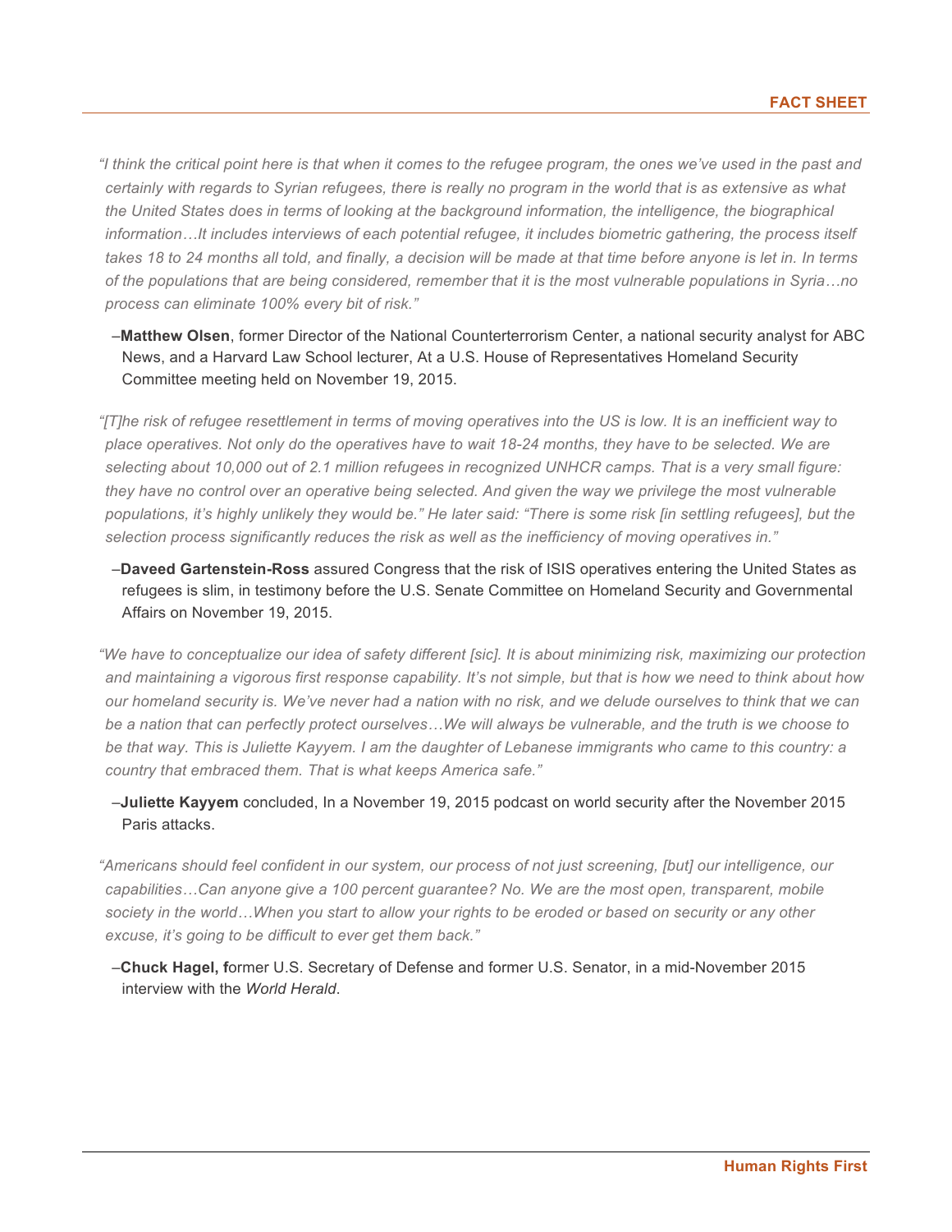*"I think the critical point here is that when it comes to the refugee program, the ones we've used in the past and certainly with regards to Syrian refugees, there is really no program in the world that is as extensive as what the United States does in terms of looking at the background information, the intelligence, the biographical information…It includes interviews of each potential refugee, it includes biometric gathering, the process itself takes 18 to 24 months all told, and finally, a decision will be made at that time before anyone is let in. In terms of the populations that are being considered, remember that it is the most vulnerable populations in Syria…no process can eliminate 100% every bit of risk."*

–**Matthew Olsen**, former Director of the National Counterterrorism Center, a national security analyst for ABC News, and a Harvard Law School lecturer, At a U.S. House of Representatives Homeland Security Committee meeting held on November 19, 2015.

*"[T]he risk of refugee resettlement in terms of moving operatives into the US is low. It is an inefficient way to place operatives. Not only do the operatives have to wait 18-24 months, they have to be selected. We are selecting about 10,000 out of 2.1 million refugees in recognized UNHCR camps. That is a very small figure: they have no control over an operative being selected. And given the way we privilege the most vulnerable populations, it's highly unlikely they would be." He later said: "There is some risk [in settling refugees], but the selection process significantly reduces the risk as well as the inefficiency of moving operatives in."*

–**Daveed Gartenstein-Ross** assured Congress that the risk of ISIS operatives entering the United States as refugees is slim, in testimony before the U.S. Senate Committee on Homeland Security and Governmental Affairs on November 19, 2015.

*"We have to conceptualize our idea of safety different [sic]. It is about minimizing risk, maximizing our protection and maintaining a vigorous first response capability. It's not simple, but that is how we need to think about how our homeland security is. We've never had a nation with no risk, and we delude ourselves to think that we can be a nation that can perfectly protect ourselves…We will always be vulnerable, and the truth is we choose to be that way. This is Juliette Kayyem. I am the daughter of Lebanese immigrants who came to this country: a country that embraced them. That is what keeps America safe."*

–**Juliette Kayyem** concluded, In a November 19, 2015 podcast on world security after the November 2015 Paris attacks.

*"Americans should feel confident in our system, our process of not just screening, [but] our intelligence, our capabilities…Can anyone give a 100 percent guarantee? No. We are the most open, transparent, mobile society in the world…When you start to allow your rights to be eroded or based on security or any other excuse, it's going to be difficult to ever get them back."*

–**Chuck Hagel, f**ormer U.S. Secretary of Defense and former U.S. Senator, in a mid-November 2015 interview with the *World Herald*.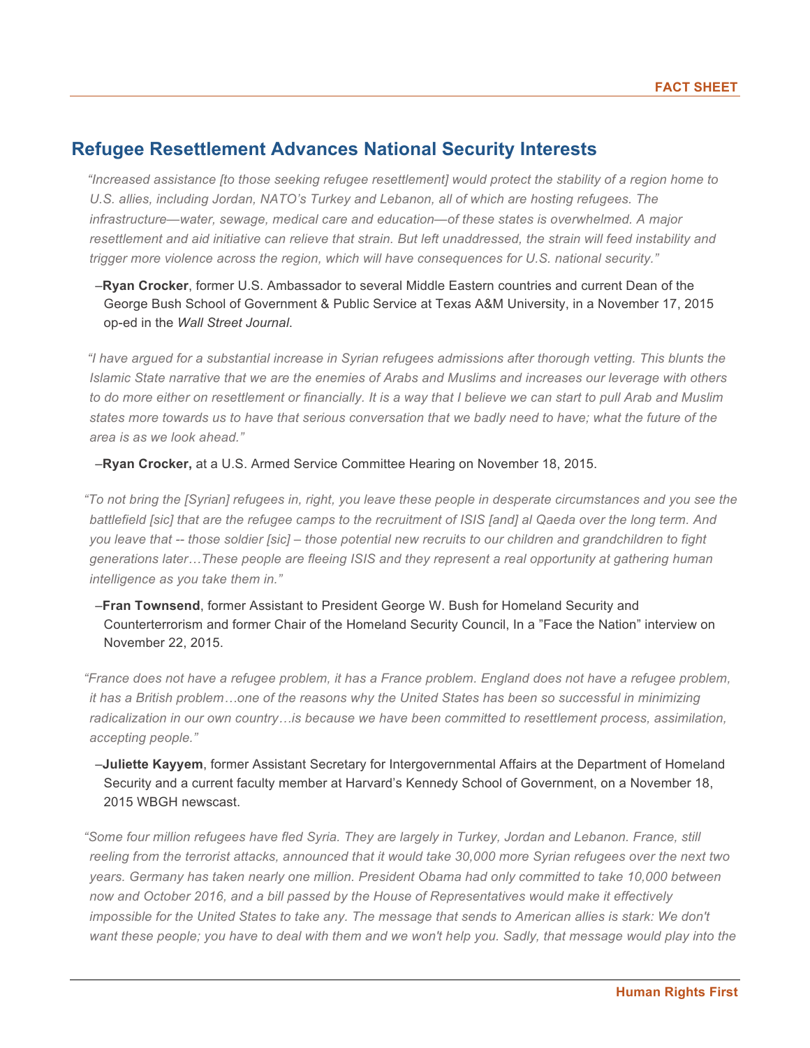## Refugee Resettlement Advances National Security Interests

*"Increased assistance [to those seeking refugee resettlement] would protect the stability of a region home to U.S. allies, including Jordan, NATO's Turkey and Lebanon, all of which are hosting refugees. The infrastructure—water, sewage, medical care and education—of these states is overwhelmed. A major resettlement and aid initiative can relieve that strain. But left unaddressed, the strain will feed instability and trigger more violence across the region, which will have consequences for U.S. national security."*

–**Ryan Crocker**, former U.S. Ambassador to several Middle Eastern countries and current Dean of the George Bush School of Government & Public Service at Texas A&M University, in a November 17, 2015 op-ed in the *Wall Street Journal*.

*"I have argued for a substantial increase in Syrian refugees admissions after thorough vetting. This blunts the Islamic State narrative that we are the enemies of Arabs and Muslims and increases our leverage with others to do more either on resettlement or financially. It is a way that I believe we can start to pull Arab and Muslim states more towards us to have that serious conversation that we badly need to have; what the future of the area is as we look ahead."*

–**Ryan Crocker,** at a U.S. Armed Service Committee Hearing on November 18, 2015.

*"To not bring the [Syrian] refugees in, right, you leave these people in desperate circumstances and you see the battlefield [sic] that are the refugee camps to the recruitment of ISIS [and] al Qaeda over the long term. And you leave that -- those soldier [sic] – those potential new recruits to our children and grandchildren to fight generations later…These people are fleeing ISIS and they represent a real opportunity at gathering human intelligence as you take them in."*

–**Fran Townsend**, former Assistant to President George W. Bush for Homeland Security and Counterterrorism and former Chair of the Homeland Security Council, In a "Face the Nation" interview on November 22, 2015.

*"France does not have a refugee problem, it has a France problem. England does not have a refugee problem, it has a British problem…one of the reasons why the United States has been so successful in minimizing radicalization in our own country…is because we have been committed to resettlement process, assimilation, accepting people."*

–**Juliette Kayyem**, former Assistant Secretary for Intergovernmental Affairs at the Department of Homeland Security and a current faculty member at Harvard's Kennedy School of Government, on a November 18, 2015 WBGH newscast.

*"Some four million refugees have fled Syria. They are largely in Turkey, Jordan and Lebanon. France, still reeling from the terrorist attacks, announced that it would take 30,000 more Syrian refugees over the next two years. Germany has taken nearly one million. President Obama had only committed to take 10,000 between now and October 2016, and a bill passed by the House of Representatives would make it effectively impossible for the United States to take any. The message that sends to American allies is stark: We don't want these people; you have to deal with them and we won't help you. Sadly, that message would play into the*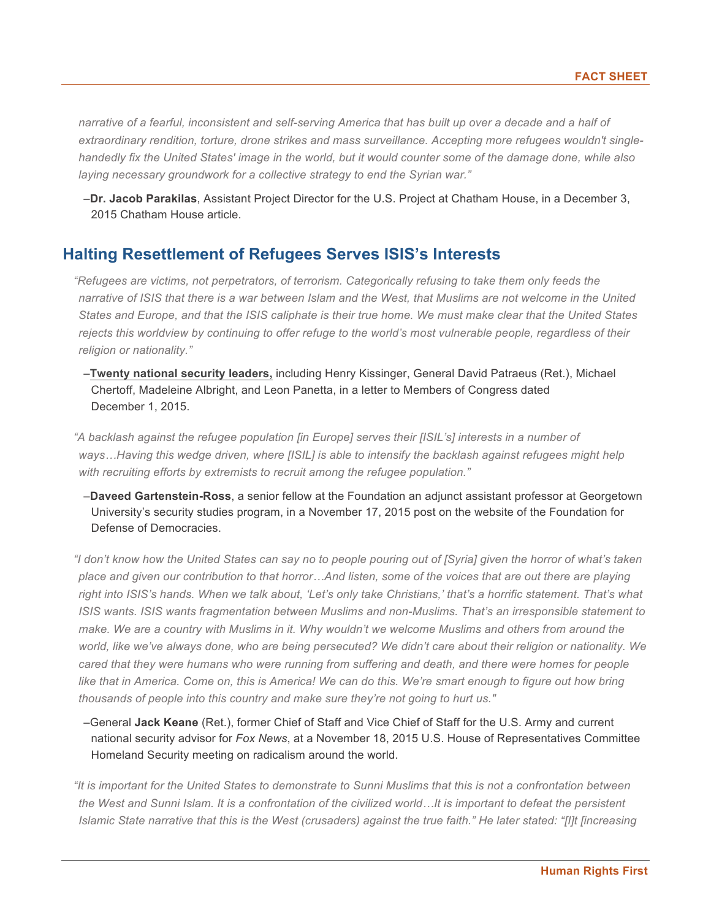*narrative of a fearful, inconsistent and self-serving America that has built up over a decade and a half of extraordinary rendition, torture, drone strikes and mass surveillance. Accepting more refugees wouldn't single-handedly fix the United States' image in the world, but it would counter some of the damage done, while also laying necessary groundwork for a collective strategy to end the Syrian war."*

–**Dr. Jacob Parakilas**, Assistant Project Director for the U.S. Project at Chatham House, in a December 3, 2015 Chatham House article.

## Halting Resettlement of Refugees Serves ISIS's Interests

*"Refugees are victims, not perpetrators, of terrorism. Categorically refusing to take them only feeds the narrative of ISIS that there is a war between Islam and the West, that Muslims are not welcome in the United States and Europe, and that the ISIS caliphate is their true home. We must make clear that the United States rejects this worldview by continuing to offer refuge to the world's most vulnerable people, regardless of their religion or nationality."*

–**Twenty national security leaders,** including Henry Kissinger, General David Patraeus (Ret.), Michael Chertoff, Madeleine Albright, and Leon Panetta, in a letter to Members of Congress dated December 1, 2015.

*"A backlash against the refugee population [in Europe] serves their [ISIL's] interests in a number of ways…Having this wedge driven, where [ISIL] is able to intensify the backlash against refugees might help with recruiting efforts by extremists to recruit among the refugee population."*

–**Daveed Gartenstein-Ross**, a senior fellow at the Foundation an adjunct assistant professor at Georgetown University's security studies program, in a November 17, 2015 post on the website of the Foundation for Defense of Democracies.

*"I don't know how the United States can say no to people pouring out of [Syria] given the horror of what's taken place and given our contribution to that horror…And listen, some of the voices that are out there are playing right into ISIS's hands. When we talk about, 'Let's only take Christians,' that's a horrific statement. That's what ISIS wants. ISIS wants fragmentation between Muslims and non-Muslims. That's an irresponsible statement to make. We are a country with Muslims in it. Why wouldn't we welcome Muslims and others from around the world, like we've always done, who are being persecuted? We didn't care about their religion or nationality. We cared that they were humans who were running from suffering and death, and there were homes for people like that in America. Come on, this is America! We can do this. We're smart enough to figure out how bring thousands of people into this country and make sure they're not going to hurt us."*

–General **Jack Keane** (Ret.), former Chief of Staff and Vice Chief of Staff for the U.S. Army and current national security advisor for *Fox News*, at a November 18, 2015 U.S. House of Representatives Committee Homeland Security meeting on radicalism around the world.

*"It is important for the United States to demonstrate to Sunni Muslims that this is not a confrontation between the West and Sunni Islam. It is a confrontation of the civilized world…It is important to defeat the persistent Islamic State narrative that this is the West (crusaders) against the true faith." He later stated: "[I]t [increasing*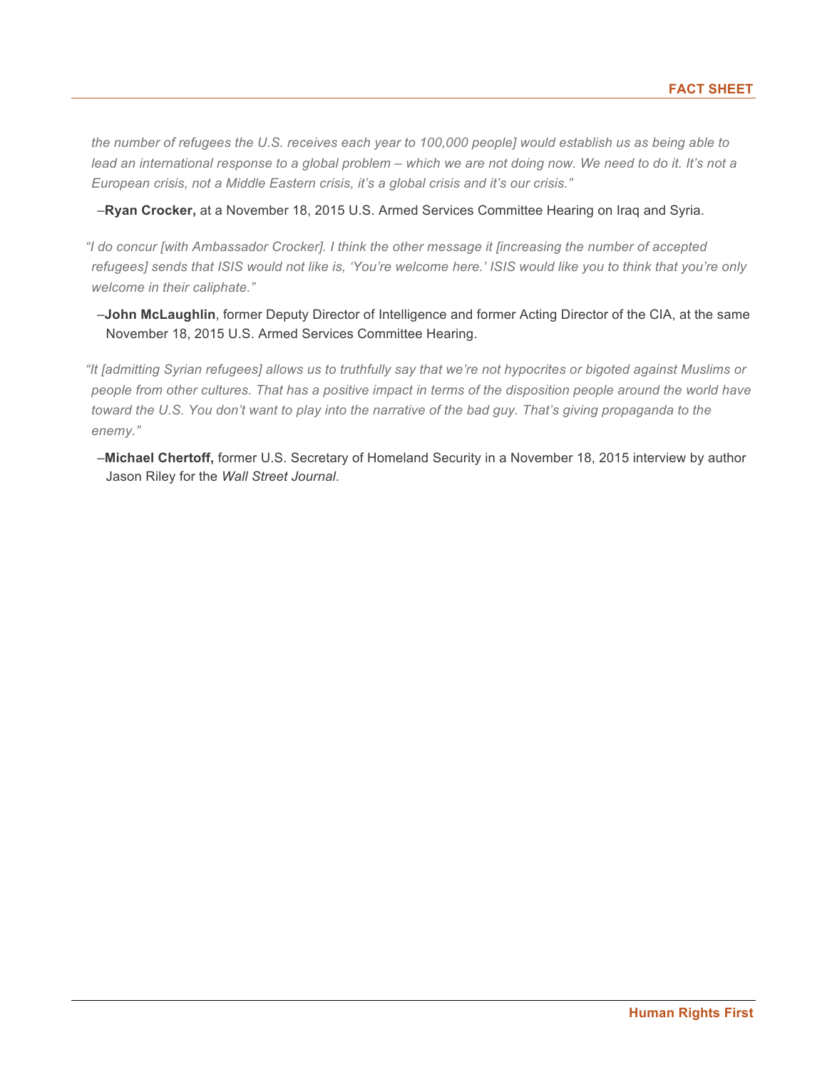*the number of refugees the U.S. receives each year to 100,000 people] would establish us as being able to lead an international response to a global problem – which we are not doing now. We need to do it. It's not a European crisis, not a Middle Eastern crisis, it's a global crisis and it's our crisis."*

–**Ryan Crocker,** at a November 18, 2015 U.S. Armed Services Committee Hearing on Iraq and Syria.

*"I do concur [with Ambassador Crocker]. I think the other message it [increasing the number of accepted refugees] sends that ISIS would not like is, 'You're welcome here.' ISIS would like you to think that you're only welcome in their caliphate."*

–**John McLaughlin**, former Deputy Director of Intelligence and former Acting Director of the CIA, at the same November 18, 2015 U.S. Armed Services Committee Hearing.

*"It [admitting Syrian refugees] allows us to truthfully say that we're not hypocrites or bigoted against Muslims or people from other cultures. That has a positive impact in terms of the disposition people around the world have toward the U.S. You don't want to play into the narrative of the bad guy. That's giving propaganda to the enemy."*

–**Michael Chertoff,** former U.S. Secretary of Homeland Security in a November 18, 2015 interview by author Jason Riley for the *Wall Street Journal*.